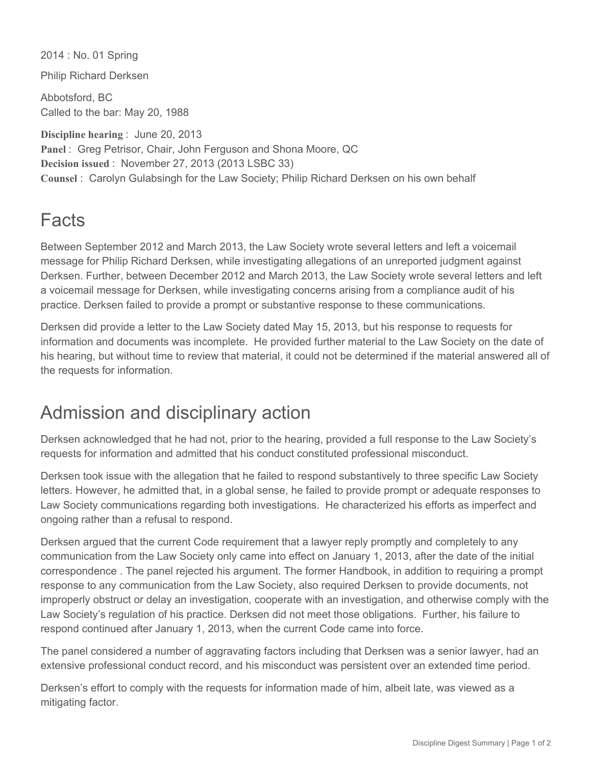2014 : No. 01 Spring

Philip Richard Derksen

Abbotsford, BC
Called to the bar: May 20, 1988

**Discipline hearing** : June 20, 2013
**Panel** : Greg Petrisor, Chair, John Ferguson and Shona Moore, QC
**Decision issued** : November 27, 2013 (2013 LSBC 33)
**Counsel** : Carolyn Gulabsingh for the Law Society; Philip Richard Derksen on his own behalf

# Facts

Between September 2012 and March 2013, the Law Society wrote several letters and left a voicemail message for Philip Richard Derksen, while investigating allegations of an unreported judgment against Derksen. Further, between December 2012 and March 2013, the Law Society wrote several letters and left a voicemail message for Derksen, while investigating concerns arising from a compliance audit of his practice. Derksen failed to provide a prompt or substantive response to these communications.

Derksen did provide a letter to the Law Society dated May 15, 2013, but his response to requests for information and documents was incomplete. He provided further material to the Law Society on the date of his hearing, but without time to review that material, it could not be determined if the material answered all of the requests for information.

# Admission and disciplinary action

Derksen acknowledged that he had not, prior to the hearing, provided a full response to the Law Society's requests for information and admitted that his conduct constituted professional misconduct.

Derksen took issue with the allegation that he failed to respond substantively to three specific Law Society letters. However, he admitted that, in a global sense, he failed to provide prompt or adequate responses to Law Society communications regarding both investigations. He characterized his efforts as imperfect and ongoing rather than a refusal to respond.

Derksen argued that the current Code requirement that a lawyer reply promptly and completely to any communication from the Law Society only came into effect on January 1, 2013, after the date of the initial correspondence . The panel rejected his argument. The former Handbook, in addition to requiring a prompt response to any communication from the Law Society, also required Derksen to provide documents, not improperly obstruct or delay an investigation, cooperate with an investigation, and otherwise comply with the Law Society's regulation of his practice. Derksen did not meet those obligations. Further, his failure to respond continued after January 1, 2013, when the current Code came into force.

The panel considered a number of aggravating factors including that Derksen was a senior lawyer, had an extensive professional conduct record, and his misconduct was persistent over an extended time period.

Derksen's effort to comply with the requests for information made of him, albeit late, was viewed as a mitigating factor.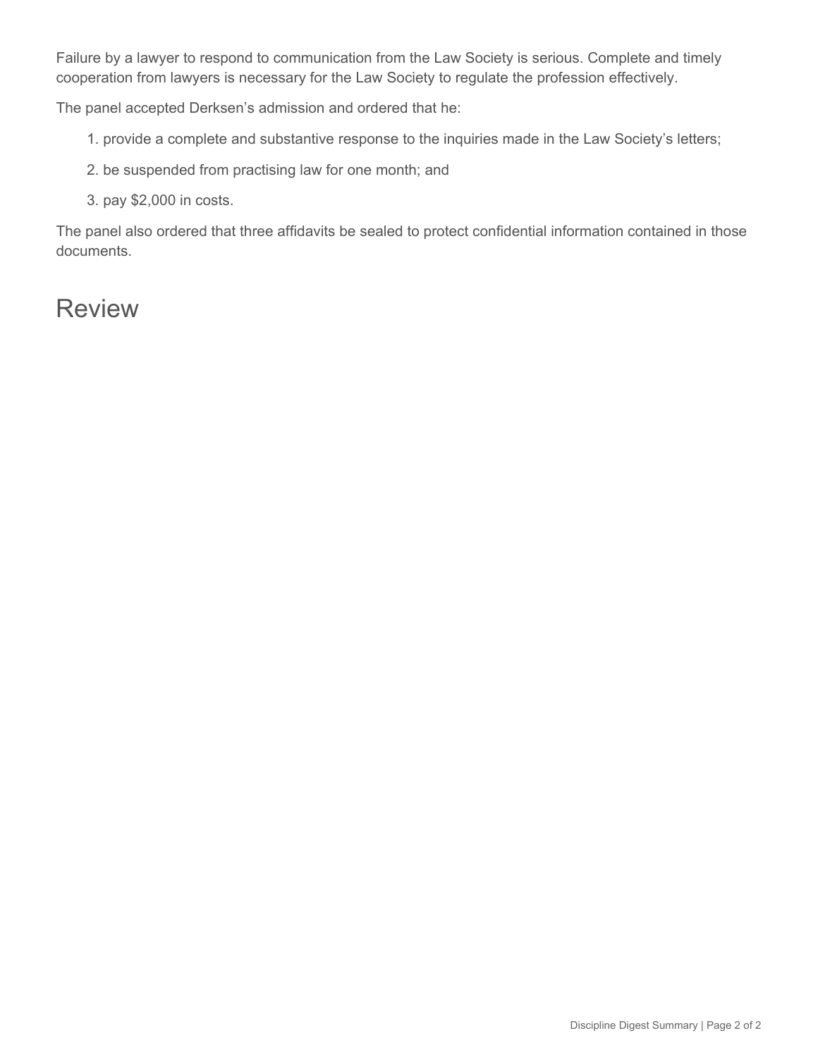Failure by a lawyer to respond to communication from the Law Society is serious. Complete and timely cooperation from lawyers is necessary for the Law Society to regulate the profession effectively.

The panel accepted Derksen's admission and ordered that he:

1. provide a complete and substantive response to the inquiries made in the Law Society's letters;
2. be suspended from practising law for one month; and
3. pay $2,000 in costs.

The panel also ordered that three affidavits be sealed to protect confidential information contained in those documents.

## Review